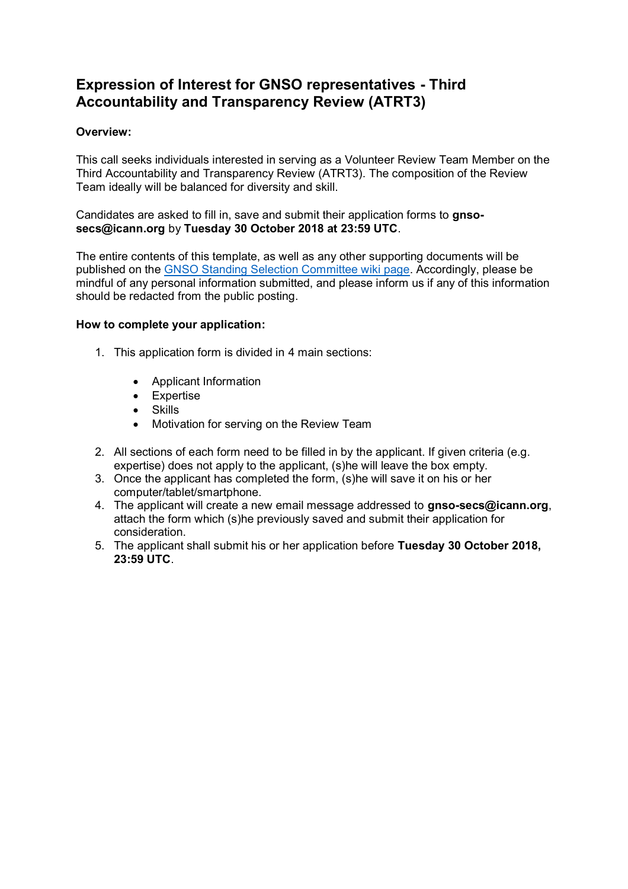# Expression of Interest for GNSO representatives - Third Accountability and Transparency Review (ATRT3)

**Overview:**

This call seeks individuals interested in serving as a Volunteer Review Team Member on the Third Accountability and Transparency Review (ATRT3). The composition of the Review Team ideally will be balanced for diversity and skill.

Candidates are asked to fill in, save and submit their application forms to **gnso-secs@icann.org** by **Tuesday 30 October 2018 at 23:59 UTC**.

The entire contents of this template, as well as any other supporting documents will be published on the [GNSO Standing Selection Committee wiki page](). Accordingly, please be mindful of any personal information submitted, and please inform us if any of this information should be redacted from the public posting.

**How to complete your application:**

1. This application form is divided in 4 main sections:

   - Applicant Information
   - Expertise
   - Skills
   - Motivation for serving on the Review Team

2. All sections of each form need to be filled in by the applicant. If given criteria (e.g. expertise) does not apply to the applicant, (s)he will leave the box empty.
3. Once the applicant has completed the form, (s)he will save it on his or her computer/tablet/smartphone.
4. The applicant will create a new email message addressed to **gnso-secs@icann.org**, attach the form which (s)he previously saved and submit their application for consideration.
5. The applicant shall submit his or her application before **Tuesday 30 October 2018, 23:59 UTC**.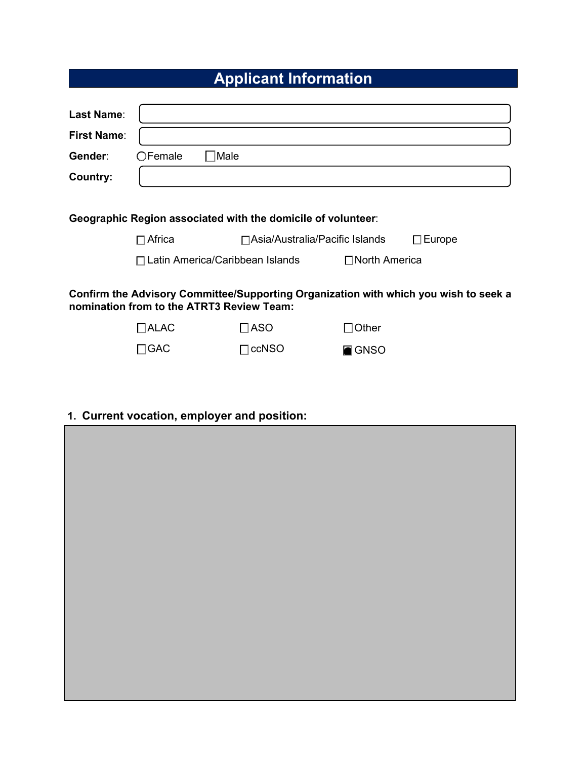## Applicant Information

**Last Name**:

**First Name**:

**Gender**: ○ Female ☐ Male

**Country:**

**Geographic Region associated with the domicile of volunteer**:

☐ Africa ☐ Asia/Australia/Pacific Islands ☐ Europe

☐ Latin America/Caribbean Islands ☐ North America

**Confirm the Advisory Committee/Supporting Organization with which you wish to seek a nomination from to the ATRT3 Review Team:**

☐ ALAC ☐ ASO ☐ Other

☐ GAC ☐ ccNSO ☒ GNSO

**1. Current vocation, employer and position:**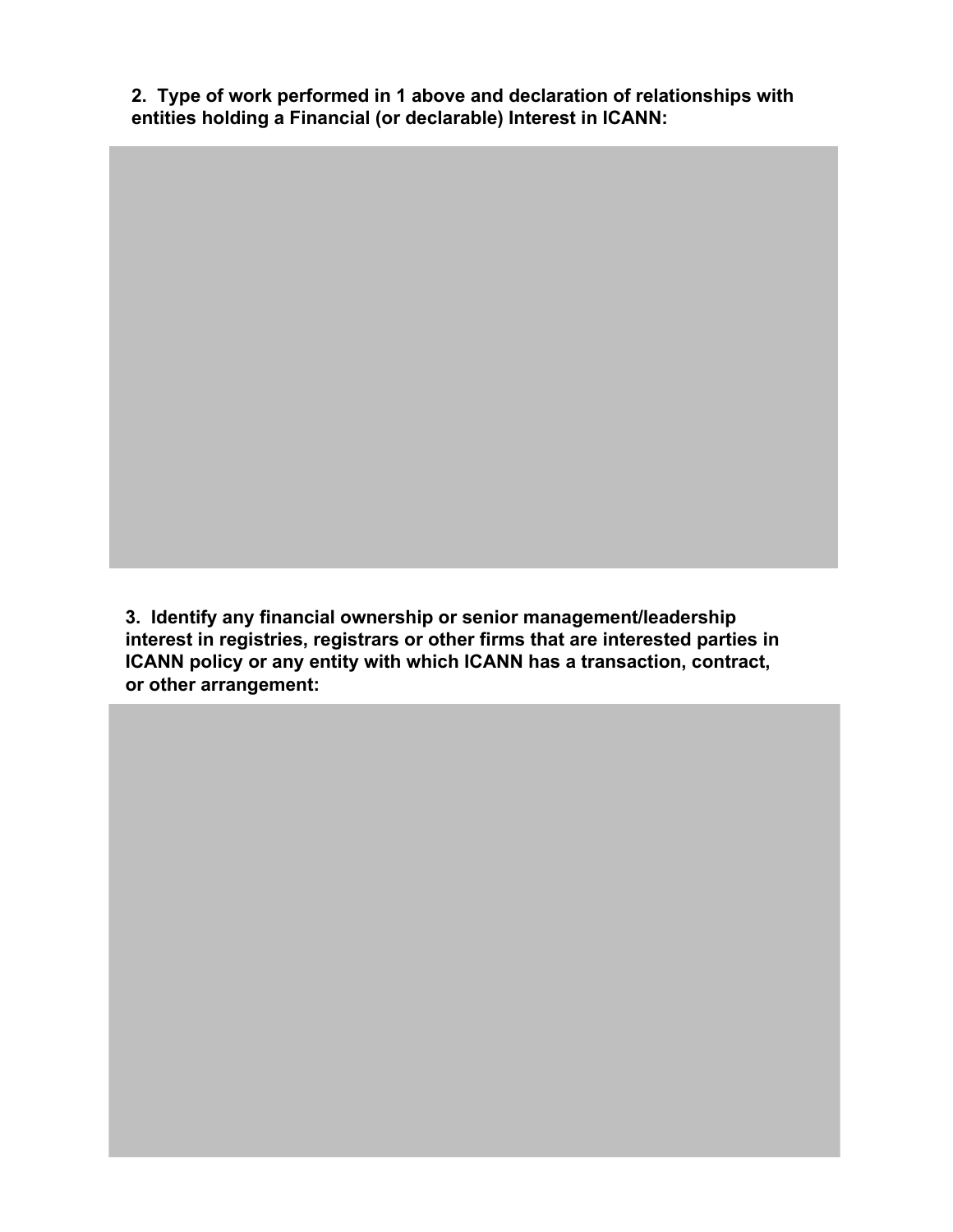**2. Type of work performed in 1 above and declaration of relationships with entities holding a Financial (or declarable) Interest in ICANN:**

**3. Identify any financial ownership or senior management/leadership interest in registries, registrars or other firms that are interested parties in ICANN policy or any entity with which ICANN has a transaction, contract, or other arrangement:**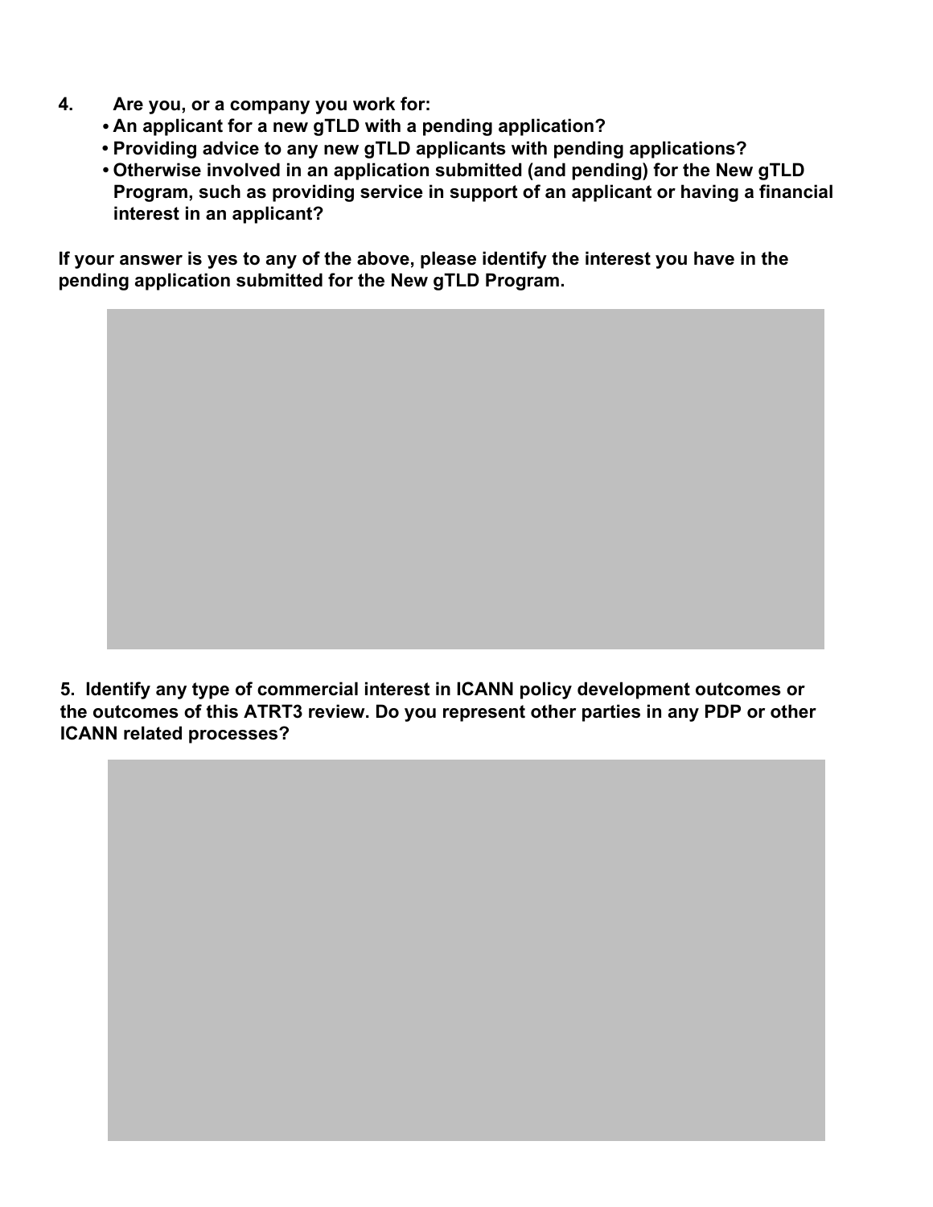**4. Are you, or a company you work for:**

- **An applicant for a new gTLD with a pending application?**
- **Providing advice to any new gTLD applicants with pending applications?**
- **Otherwise involved in an application submitted (and pending) for the New gTLD Program, such as providing service in support of an applicant or having a financial interest in an applicant?**

**If your answer is yes to any of the above, please identify the interest you have in the pending application submitted for the New gTLD Program.**

**5. Identify any type of commercial interest in ICANN policy development outcomes or the outcomes of this ATRT3 review. Do you represent other parties in any PDP or other ICANN related processes?**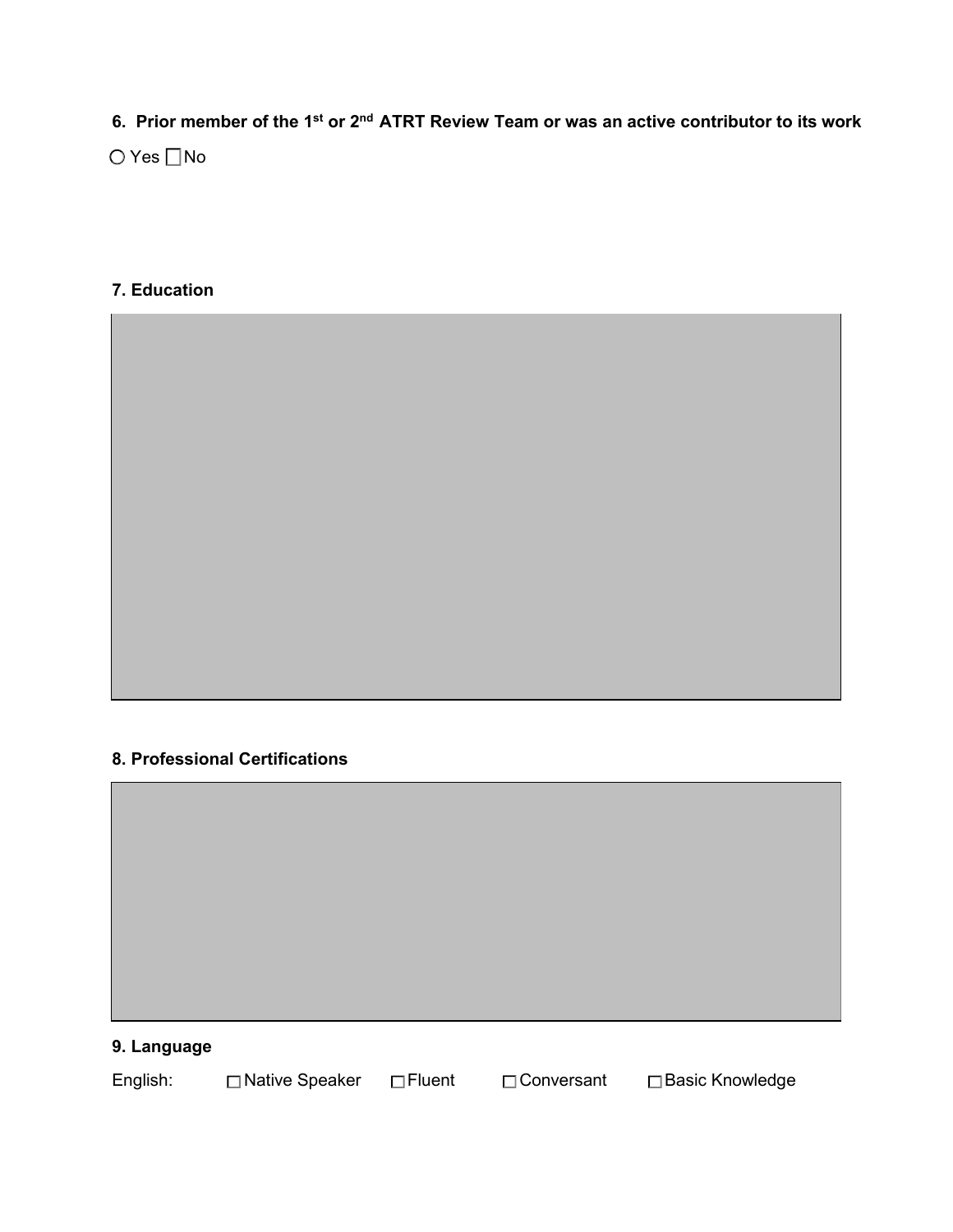**6. Prior member of the 1st or 2nd ATRT Review Team or was an active contributor to its work**

○ Yes ☐ No

**7. Education**

**8. Professional Certifications**

**9. Language**

English: ☐ Native Speaker ☐ Fluent ☐ Conversant ☐ Basic Knowledge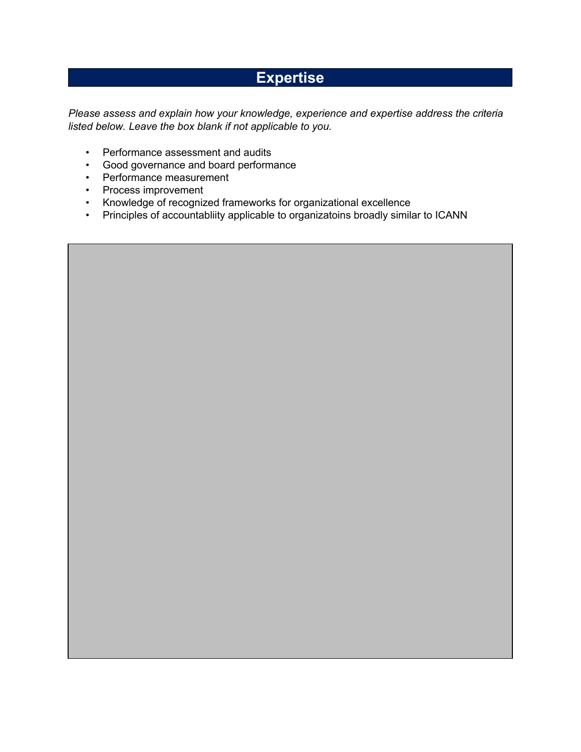# Expertise

*Please assess and explain how your knowledge, experience and expertise address the criteria listed below. Leave the box blank if not applicable to you.*

- Performance assessment and audits
- Good governance and board performance
- Performance measurement
- Process improvement
- Knowledge of recognized frameworks for organizational excellence
- Principles of accountabliity applicable to organizatoins broadly similar to ICANN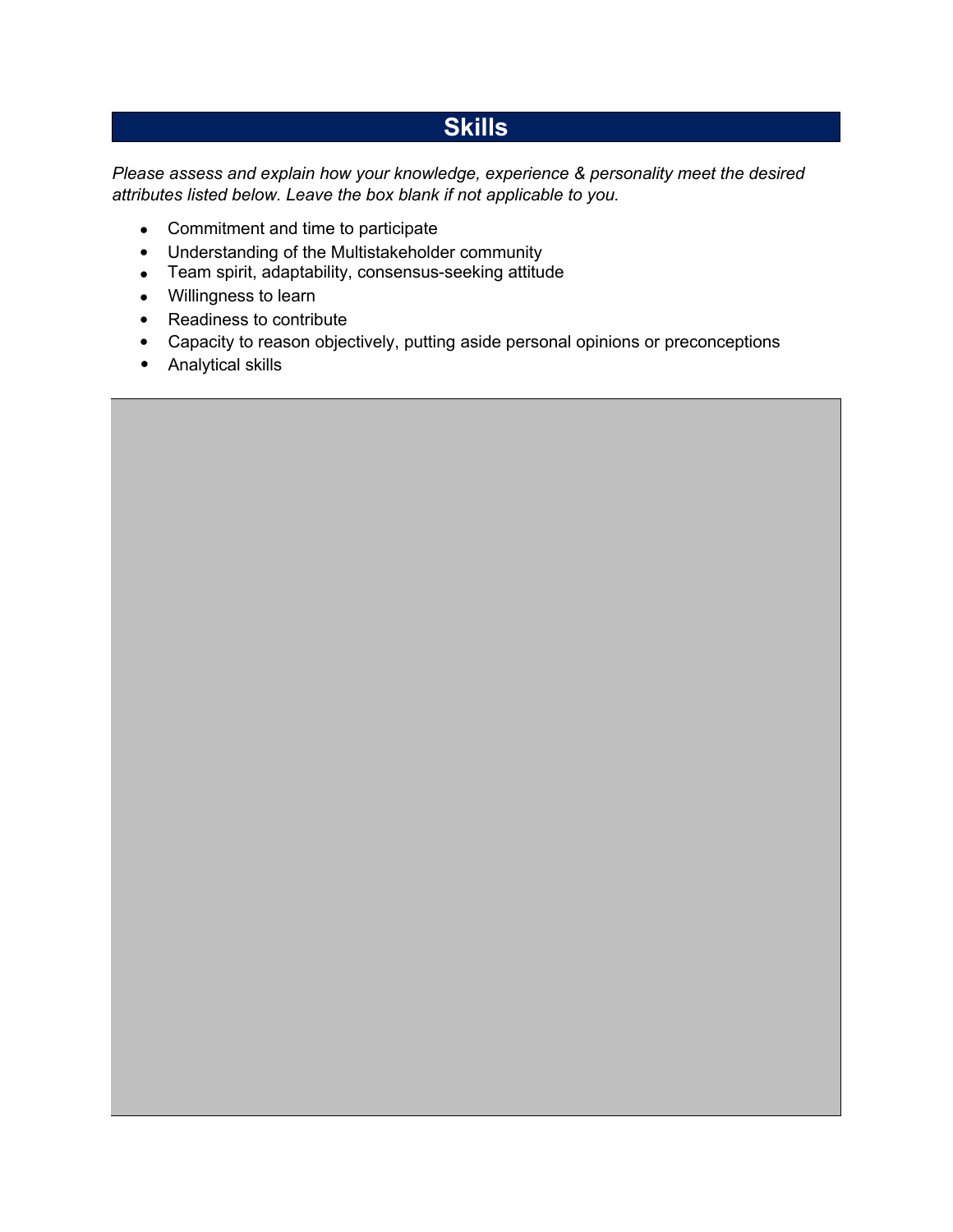## Skills

*Please assess and explain how your knowledge, experience & personality meet the desired attributes listed below. Leave the box blank if not applicable to you.*

- Commitment and time to participate
- Understanding of the Multistakeholder community
- Team spirit, adaptability, consensus-seeking attitude
- Willingness to learn
- Readiness to contribute
- Capacity to reason objectively, putting aside personal opinions or preconceptions
- Analytical skills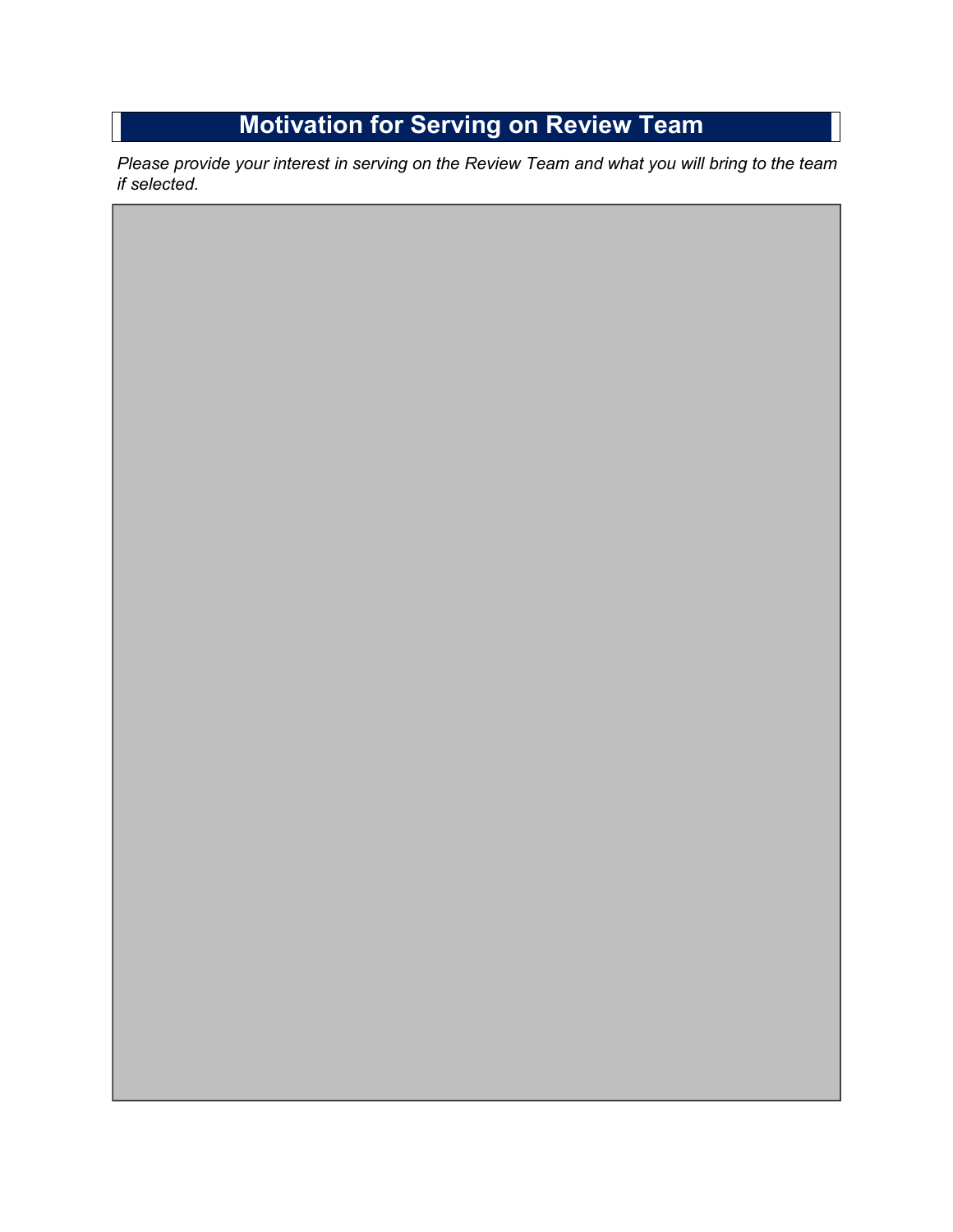## Motivation for Serving on Review Team

*Please provide your interest in serving on the Review Team and what you will bring to the team if selected.*